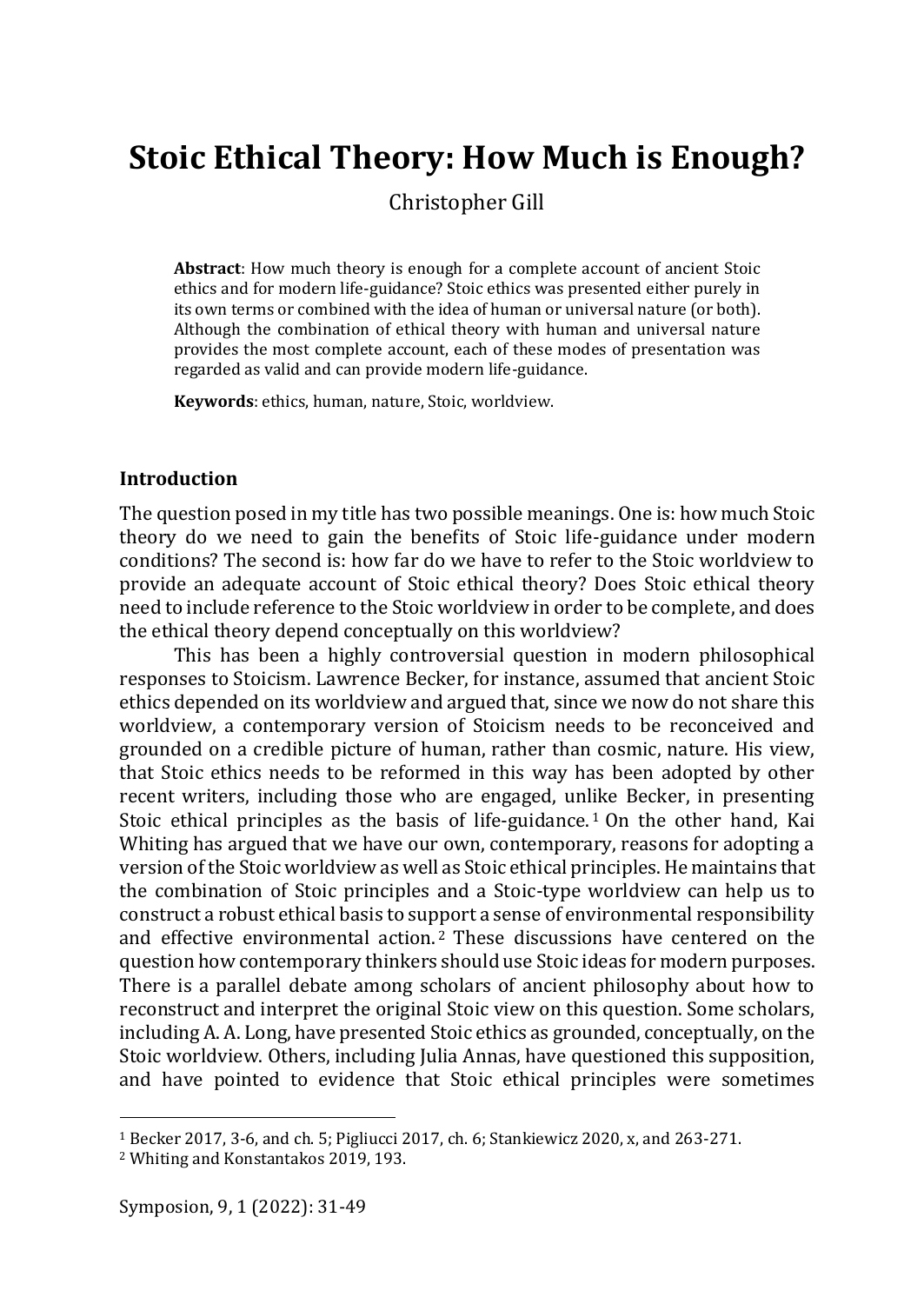# Stoic Ethical Theory: How Much is Enough?

Christopher Gill

**Abstract**: How much theory is enough for a complete account of ancient Stoic ethics and for modern life-guidance? Stoic ethics was presented either purely in its own terms or combined with the idea of human or universal nature (or both). Although the combination of ethical theory with human and universal nature provides the most complete account, each of these modes of presentation was regarded as valid and can provide modern life-guidance.

**Keywords**: ethics, human, nature, Stoic, worldview.

## Introduction

The question posed in my title has two possible meanings. One is: how much Stoic theory do we need to gain the benefits of Stoic life-guidance under modern conditions? The second is: how far do we have to refer to the Stoic worldview to provide an adequate account of Stoic ethical theory? Does Stoic ethical theory need to include reference to the Stoic worldview in order to be complete, and does the ethical theory depend conceptually on this worldview?

This has been a highly controversial question in modern philosophical responses to Stoicism. Lawrence Becker, for instance, assumed that ancient Stoic ethics depended on its worldview and argued that, since we now do not share this worldview, a contemporary version of Stoicism needs to be reconceived and grounded on a credible picture of human, rather than cosmic, nature. His view, that Stoic ethics needs to be reformed in this way has been adopted by other recent writers, including those who are engaged, unlike Becker, in presenting Stoic ethical principles as the basis of life-guidance.[1] On the other hand, Kai Whiting has argued that we have our own, contemporary, reasons for adopting a version of the Stoic worldview as well as Stoic ethical principles. He maintains that the combination of Stoic principles and a Stoic-type worldview can help us to construct a robust ethical basis to support a sense of environmental responsibility and effective environmental action.[2] These discussions have centered on the question how contemporary thinkers should use Stoic ideas for modern purposes. There is a parallel debate among scholars of ancient philosophy about how to reconstruct and interpret the original Stoic view on this question. Some scholars, including A. A. Long, have presented Stoic ethics as grounded, conceptually, on the Stoic worldview. Others, including Julia Annas, have questioned this supposition, and have pointed to evidence that Stoic ethical principles were sometimes

---

[1] Becker 2017, 3-6, and ch. 5; Pigliucci 2017, ch. 6; Stankiewicz 2020, x, and 263-271.

[2] Whiting and Konstantakos 2019, 193.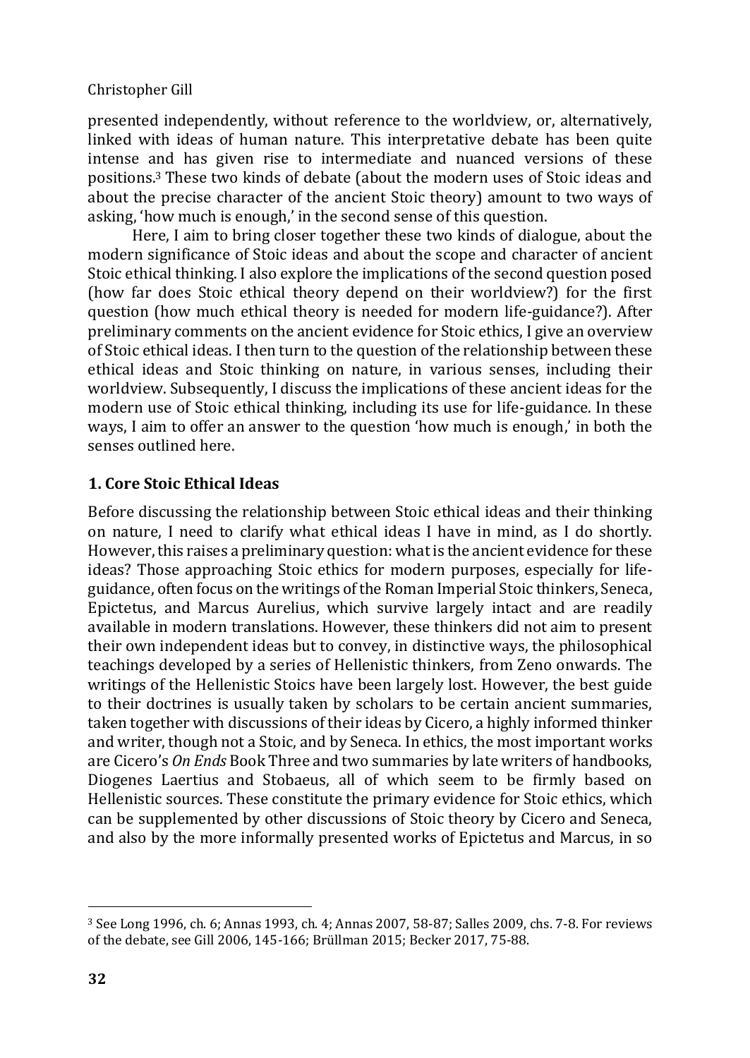presented independently, without reference to the worldview, or, alternatively, linked with ideas of human nature. This interpretative debate has been quite intense and has given rise to intermediate and nuanced versions of these positions.[3] These two kinds of debate (about the modern uses of Stoic ideas and about the precise character of the ancient Stoic theory) amount to two ways of asking, 'how much is enough,' in the second sense of this question.

Here, I aim to bring closer together these two kinds of dialogue, about the modern significance of Stoic ideas and about the scope and character of ancient Stoic ethical thinking. I also explore the implications of the second question posed (how far does Stoic ethical theory depend on their worldview?) for the first question (how much ethical theory is needed for modern life-guidance?). After preliminary comments on the ancient evidence for Stoic ethics, I give an overview of Stoic ethical ideas. I then turn to the question of the relationship between these ethical ideas and Stoic thinking on nature, in various senses, including their worldview. Subsequently, I discuss the implications of these ancient ideas for the modern use of Stoic ethical thinking, including its use for life-guidance. In these ways, I aim to offer an answer to the question 'how much is enough,' in both the senses outlined here.

## 1. Core Stoic Ethical Ideas

Before discussing the relationship between Stoic ethical ideas and their thinking on nature, I need to clarify what ethical ideas I have in mind, as I do shortly. However, this raises a preliminary question: what is the ancient evidence for these ideas? Those approaching Stoic ethics for modern purposes, especially for life-guidance, often focus on the writings of the Roman Imperial Stoic thinkers, Seneca, Epictetus, and Marcus Aurelius, which survive largely intact and are readily available in modern translations. However, these thinkers did not aim to present their own independent ideas but to convey, in distinctive ways, the philosophical teachings developed by a series of Hellenistic thinkers, from Zeno onwards. The writings of the Hellenistic Stoics have been largely lost. However, the best guide to their doctrines is usually taken by scholars to be certain ancient summaries, taken together with discussions of their ideas by Cicero, a highly informed thinker and writer, though not a Stoic, and by Seneca. In ethics, the most important works are Cicero's *On Ends* Book Three and two summaries by late writers of handbooks, Diogenes Laertius and Stobaeus, all of which seem to be firmly based on Hellenistic sources. These constitute the primary evidence for Stoic ethics, which can be supplemented by other discussions of Stoic theory by Cicero and Seneca, and also by the more informally presented works of Epictetus and Marcus, in so

---

[3] See Long 1996, ch. 6; Annas 1993, ch. 4; Annas 2007, 58-87; Salles 2009, chs. 7-8. For reviews of the debate, see Gill 2006, 145-166; Brüllman 2015; Becker 2017, 75-88.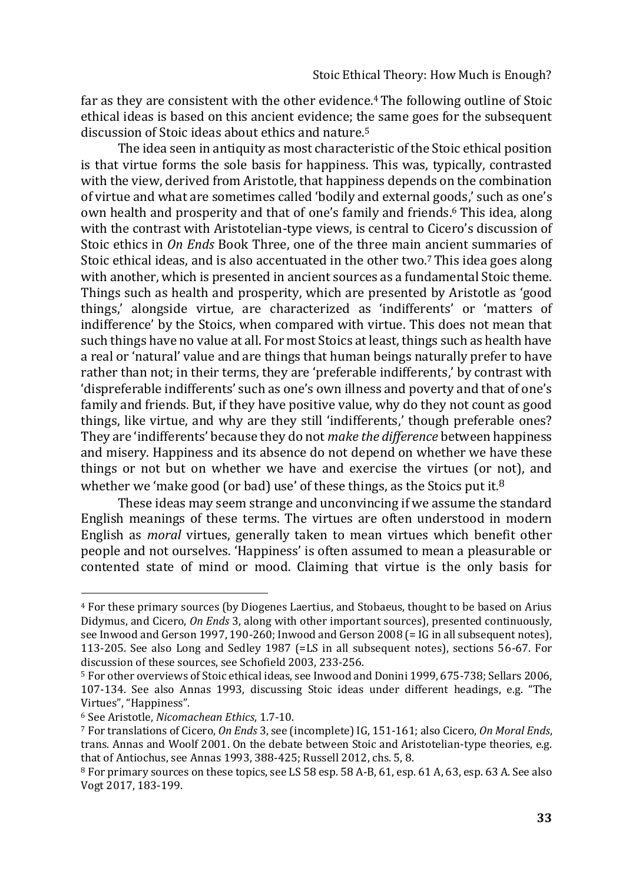far as they are consistent with the other evidence.[4] The following outline of Stoic ethical ideas is based on this ancient evidence; the same goes for the subsequent discussion of Stoic ideas about ethics and nature.[5]

The idea seen in antiquity as most characteristic of the Stoic ethical position is that virtue forms the sole basis for happiness. This was, typically, contrasted with the view, derived from Aristotle, that happiness depends on the combination of virtue and what are sometimes called 'bodily and external goods,' such as one's own health and prosperity and that of one's family and friends.[6] This idea, along with the contrast with Aristotelian-type views, is central to Cicero's discussion of Stoic ethics in *On Ends* Book Three, one of the three main ancient summaries of Stoic ethical ideas, and is also accentuated in the other two.[7] This idea goes along with another, which is presented in ancient sources as a fundamental Stoic theme. Things such as health and prosperity, which are presented by Aristotle as 'good things,' alongside virtue, are characterized as 'indifferents' or 'matters of indifference' by the Stoics, when compared with virtue. This does not mean that such things have no value at all. For most Stoics at least, things such as health have a real or 'natural' value and are things that human beings naturally prefer to have rather than not; in their terms, they are 'preferable indifferents,' by contrast with 'dispreferable indifferents' such as one's own illness and poverty and that of one's family and friends. But, if they have positive value, why do they not count as good things, like virtue, and why are they still 'indifferents,' though preferable ones? They are 'indifferents' because they do not *make the difference* between happiness and misery. Happiness and its absence do not depend on whether we have these things or not but on whether we have and exercise the virtues (or not), and whether we 'make good (or bad) use' of these things, as the Stoics put it.[8]

These ideas may seem strange and unconvincing if we assume the standard English meanings of these terms. The virtues are often understood in modern English as *moral* virtues, generally taken to mean virtues which benefit other people and not ourselves. 'Happiness' is often assumed to mean a pleasurable or contented state of mind or mood. Claiming that virtue is the only basis for

---

[4] For these primary sources (by Diogenes Laertius, and Stobaeus, thought to be based on Arius Didymus, and Cicero, *On Ends* 3, along with other important sources), presented continuously, see Inwood and Gerson 1997, 190-260; Inwood and Gerson 2008 (= IG in all subsequent notes), 113-205. See also Long and Sedley 1987 (=LS in all subsequent notes), sections 56-67. For discussion of these sources, see Schofield 2003, 233-256.

[5] For other overviews of Stoic ethical ideas, see Inwood and Donini 1999, 675-738; Sellars 2006, 107-134. See also Annas 1993, discussing Stoic ideas under different headings, e.g. "The Virtues", "Happiness".

[6] See Aristotle, *Nicomachean Ethics*, 1.7-10.

[7] For translations of Cicero, *On Ends* 3, see (incomplete) IG, 151-161; also Cicero, *On Moral Ends*, trans. Annas and Woolf 2001. On the debate between Stoic and Aristotelian-type theories, e.g. that of Antiochus, see Annas 1993, 388-425; Russell 2012, chs. 5, 8.

[8] For primary sources on these topics, see LS 58 esp. 58 A-B, 61, esp. 61 A, 63, esp. 63 A. See also Vogt 2017, 183-199.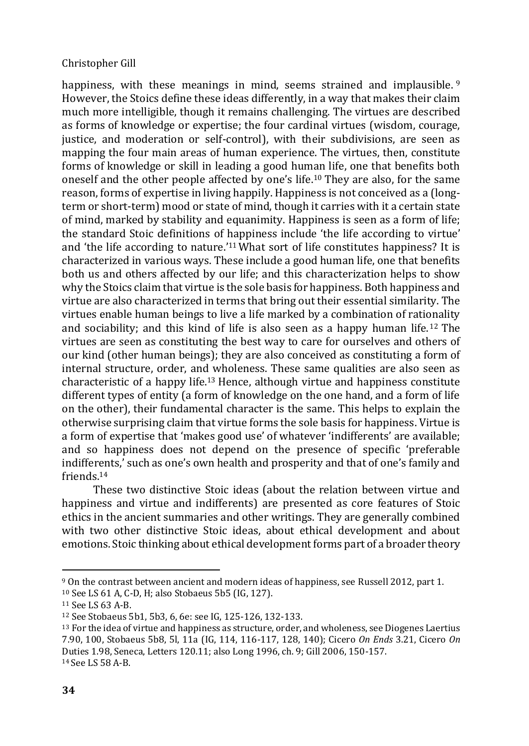happiness, with these meanings in mind, seems strained and implausible. [9] However, the Stoics define these ideas differently, in a way that makes their claim much more intelligible, though it remains challenging. The virtues are described as forms of knowledge or expertise; the four cardinal virtues (wisdom, courage, justice, and moderation or self-control), with their subdivisions, are seen as mapping the four main areas of human experience. The virtues, then, constitute forms of knowledge or skill in leading a good human life, one that benefits both oneself and the other people affected by one's life.[10] They are also, for the same reason, forms of expertise in living happily. Happiness is not conceived as a (long-term or short-term) mood or state of mind, though it carries with it a certain state of mind, marked by stability and equanimity. Happiness is seen as a form of life; the standard Stoic definitions of happiness include 'the life according to virtue' and 'the life according to nature.'[11] What sort of life constitutes happiness? It is characterized in various ways. These include a good human life, one that benefits both us and others affected by our life; and this characterization helps to show why the Stoics claim that virtue is the sole basis for happiness. Both happiness and virtue are also characterized in terms that bring out their essential similarity. The virtues enable human beings to live a life marked by a combination of rationality and sociability; and this kind of life is also seen as a happy human life.[12] The virtues are seen as constituting the best way to care for ourselves and others of our kind (other human beings); they are also conceived as constituting a form of internal structure, order, and wholeness. These same qualities are also seen as characteristic of a happy life.[13] Hence, although virtue and happiness constitute different types of entity (a form of knowledge on the one hand, and a form of life on the other), their fundamental character is the same. This helps to explain the otherwise surprising claim that virtue forms the sole basis for happiness. Virtue is a form of expertise that 'makes good use' of whatever 'indifferents' are available; and so happiness does not depend on the presence of specific 'preferable indifferents,' such as one's own health and prosperity and that of one's family and friends.[14]

These two distinctive Stoic ideas (about the relation between virtue and happiness and virtue and indifferents) are presented as core features of Stoic ethics in the ancient summaries and other writings. They are generally combined with two other distinctive Stoic ideas, about ethical development and about emotions. Stoic thinking about ethical development forms part of a broader theory

---

[9] On the contrast between ancient and modern ideas of happiness, see Russell 2012, part 1.

[10] See LS 61 A, C-D, H; also Stobaeus 5b5 (IG, 127).

[11] See LS 63 A-B.

[12] See Stobaeus 5b1, 5b3, 6, 6e: see IG, 125-126, 132-133.

[13] For the idea of virtue and happiness as structure, order, and wholeness, see Diogenes Laertius 7.90, 100, Stobaeus 5b8, 5l, 11a (IG, 114, 116-117, 128, 140); Cicero *On Ends* 3.21, Cicero *On* Duties 1.98, Seneca, Letters 120.11; also Long 1996, ch. 9; Gill 2006, 150-157.

[14] See LS 58 A-B.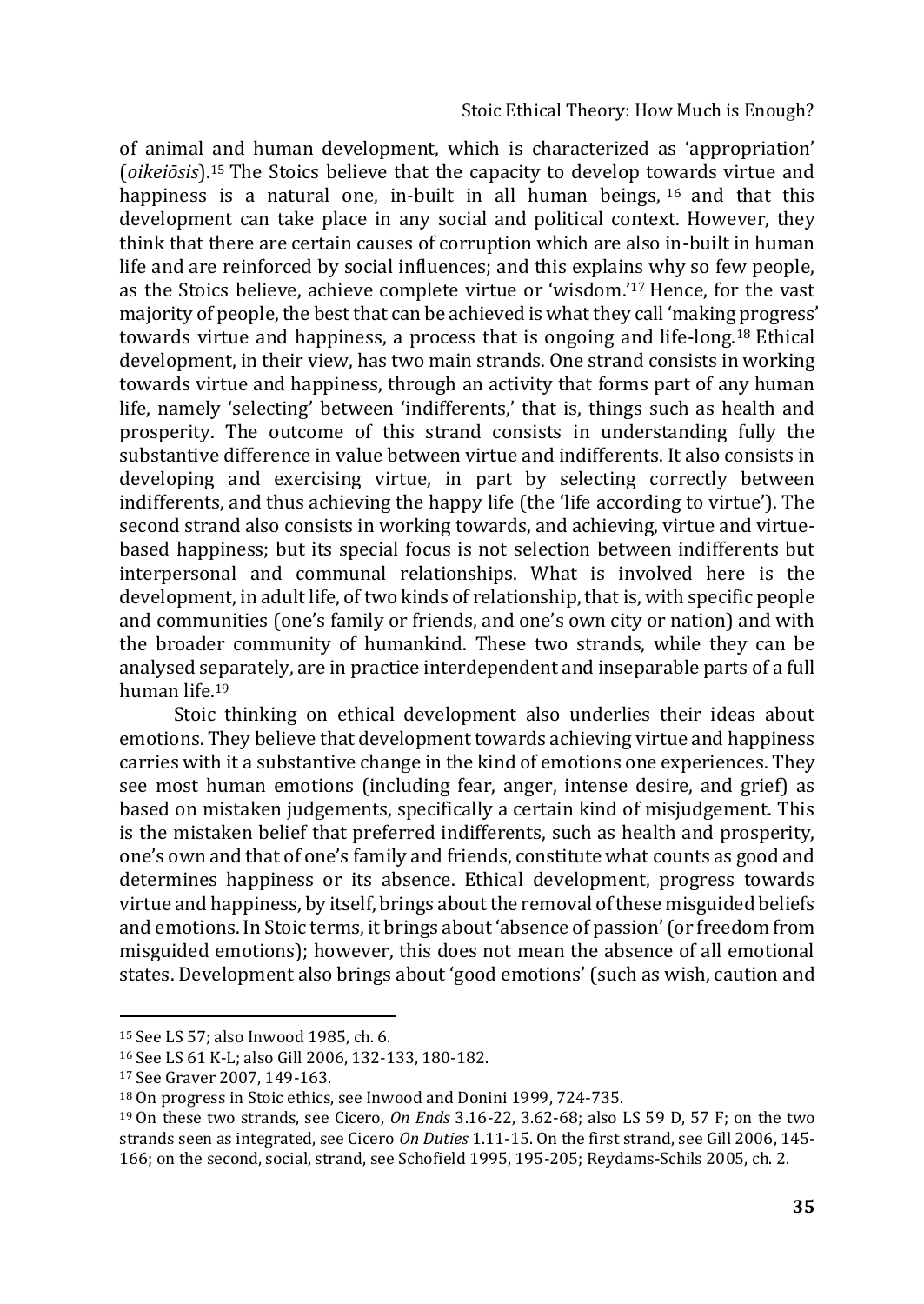of animal and human development, which is characterized as 'appropriation' (*oikeiōsis*).[15] The Stoics believe that the capacity to develop towards virtue and happiness is a natural one, in-built in all human beings,[16] and that this development can take place in any social and political context. However, they think that there are certain causes of corruption which are also in-built in human life and are reinforced by social influences; and this explains why so few people, as the Stoics believe, achieve complete virtue or 'wisdom.'[17] Hence, for the vast majority of people, the best that can be achieved is what they call 'making progress' towards virtue and happiness, a process that is ongoing and life-long.[18] Ethical development, in their view, has two main strands. One strand consists in working towards virtue and happiness, through an activity that forms part of any human life, namely 'selecting' between 'indifferents,' that is, things such as health and prosperity. The outcome of this strand consists in understanding fully the substantive difference in value between virtue and indifferents. It also consists in developing and exercising virtue, in part by selecting correctly between indifferents, and thus achieving the happy life (the 'life according to virtue'). The second strand also consists in working towards, and achieving, virtue and virtue-based happiness; but its special focus is not selection between indifferents but interpersonal and communal relationships. What is involved here is the development, in adult life, of two kinds of relationship, that is, with specific people and communities (one's family or friends, and one's own city or nation) and with the broader community of humankind. These two strands, while they can be analysed separately, are in practice interdependent and inseparable parts of a full human life.[19]

Stoic thinking on ethical development also underlies their ideas about emotions. They believe that development towards achieving virtue and happiness carries with it a substantive change in the kind of emotions one experiences. They see most human emotions (including fear, anger, intense desire, and grief) as based on mistaken judgements, specifically a certain kind of misjudgement. This is the mistaken belief that preferred indifferents, such as health and prosperity, one's own and that of one's family and friends, constitute what counts as good and determines happiness or its absence. Ethical development, progress towards virtue and happiness, by itself, brings about the removal of these misguided beliefs and emotions. In Stoic terms, it brings about 'absence of passion' (or freedom from misguided emotions); however, this does not mean the absence of all emotional states. Development also brings about 'good emotions' (such as wish, caution and

---

[15] See LS 57; also Inwood 1985, ch. 6.

[16] See LS 61 K-L; also Gill 2006, 132-133, 180-182.

[17] See Graver 2007, 149-163.

[18] On progress in Stoic ethics, see Inwood and Donini 1999, 724-735.

[19] On these two strands, see Cicero, *On Ends* 3.16-22, 3.62-68; also LS 59 D, 57 F; on the two strands seen as integrated, see Cicero *On Duties* 1.11-15. On the first strand, see Gill 2006, 145-166; on the second, social, strand, see Schofield 1995, 195-205; Reydams-Schils 2005, ch. 2.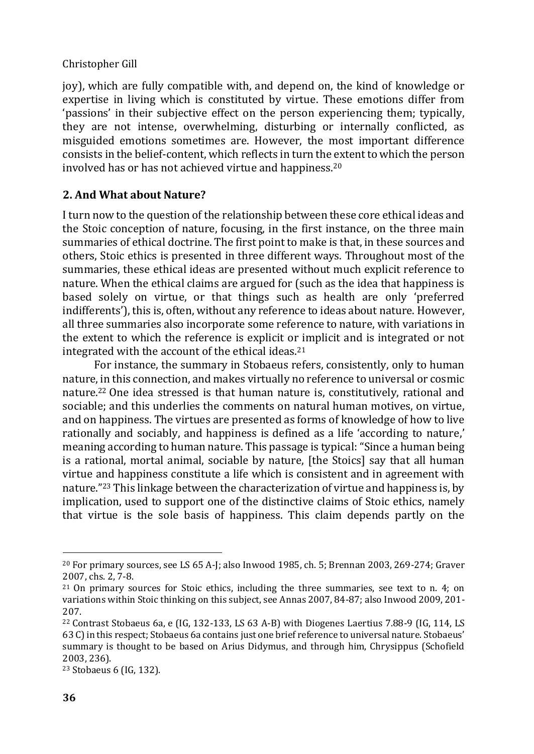joy), which are fully compatible with, and depend on, the kind of knowledge or expertise in living which is constituted by virtue. These emotions differ from 'passions' in their subjective effect on the person experiencing them; typically, they are not intense, overwhelming, disturbing or internally conflicted, as misguided emotions sometimes are. However, the most important difference consists in the belief-content, which reflects in turn the extent to which the person involved has or has not achieved virtue and happiness.[20]

## 2. And What about Nature?

I turn now to the question of the relationship between these core ethical ideas and the Stoic conception of nature, focusing, in the first instance, on the three main summaries of ethical doctrine. The first point to make is that, in these sources and others, Stoic ethics is presented in three different ways. Throughout most of the summaries, these ethical ideas are presented without much explicit reference to nature. When the ethical claims are argued for (such as the idea that happiness is based solely on virtue, or that things such as health are only 'preferred indifferents'), this is, often, without any reference to ideas about nature. However, all three summaries also incorporate some reference to nature, with variations in the extent to which the reference is explicit or implicit and is integrated or not integrated with the account of the ethical ideas.[21]

For instance, the summary in Stobaeus refers, consistently, only to human nature, in this connection, and makes virtually no reference to universal or cosmic nature.[22] One idea stressed is that human nature is, constitutively, rational and sociable; and this underlies the comments on natural human motives, on virtue, and on happiness. The virtues are presented as forms of knowledge of how to live rationally and sociably, and happiness is defined as a life 'according to nature,' meaning according to human nature. This passage is typical: "Since a human being is a rational, mortal animal, sociable by nature, [the Stoics] say that all human virtue and happiness constitute a life which is consistent and in agreement with nature."[23] This linkage between the characterization of virtue and happiness is, by implication, used to support one of the distinctive claims of Stoic ethics, namely that virtue is the sole basis of happiness. This claim depends partly on the

---

[20] For primary sources, see LS 65 A-J; also Inwood 1985, ch. 5; Brennan 2003, 269-274; Graver 2007, chs. 2, 7-8.

[21] On primary sources for Stoic ethics, including the three summaries, see text to n. 4; on variations within Stoic thinking on this subject, see Annas 2007, 84-87; also Inwood 2009, 201-207.

[22] Contrast Stobaeus 6a, e (IG, 132-133, LS 63 A-B) with Diogenes Laertius 7.88-9 (IG, 114, LS 63 C) in this respect; Stobaeus 6a contains just one brief reference to universal nature. Stobaeus' summary is thought to be based on Arius Didymus, and through him, Chrysippus (Schofield 2003, 236).

[23] Stobaeus 6 (IG, 132).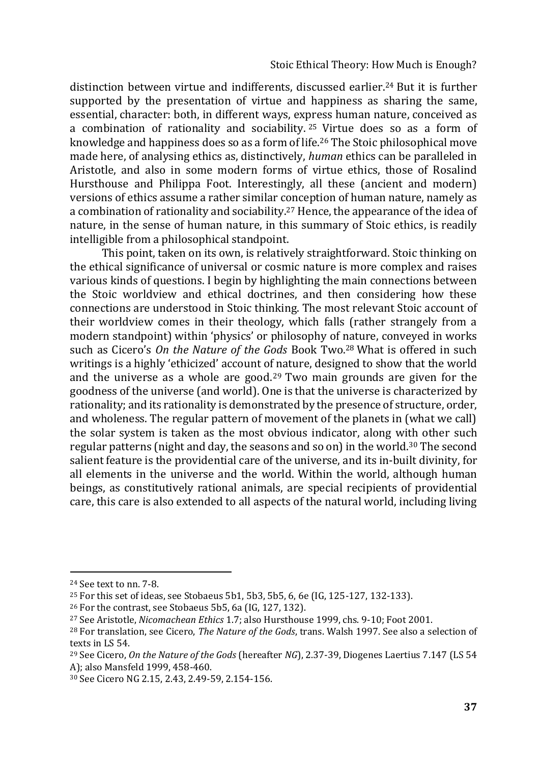distinction between virtue and indifferents, discussed earlier.[24] But it is further supported by the presentation of virtue and happiness as sharing the same, essential, character: both, in different ways, express human nature, conceived as a combination of rationality and sociability.[25] Virtue does so as a form of knowledge and happiness does so as a form of life.[26] The Stoic philosophical move made here, of analysing ethics as, distinctively, *human* ethics can be paralleled in Aristotle, and also in some modern forms of virtue ethics, those of Rosalind Hursthouse and Philippa Foot. Interestingly, all these (ancient and modern) versions of ethics assume a rather similar conception of human nature, namely as a combination of rationality and sociability.[27] Hence, the appearance of the idea of nature, in the sense of human nature, in this summary of Stoic ethics, is readily intelligible from a philosophical standpoint.

This point, taken on its own, is relatively straightforward. Stoic thinking on the ethical significance of universal or cosmic nature is more complex and raises various kinds of questions. I begin by highlighting the main connections between the Stoic worldview and ethical doctrines, and then considering how these connections are understood in Stoic thinking. The most relevant Stoic account of their worldview comes in their theology, which falls (rather strangely from a modern standpoint) within 'physics' or philosophy of nature, conveyed in works such as Cicero's *On the Nature of the Gods* Book Two.[28] What is offered in such writings is a highly 'ethicized' account of nature, designed to show that the world and the universe as a whole are good.[29] Two main grounds are given for the goodness of the universe (and world). One is that the universe is characterized by rationality; and its rationality is demonstrated by the presence of structure, order, and wholeness. The regular pattern of movement of the planets in (what we call) the solar system is taken as the most obvious indicator, along with other such regular patterns (night and day, the seasons and so on) in the world.[30] The second salient feature is the providential care of the universe, and its in-built divinity, for all elements in the universe and the world. Within the world, although human beings, as constitutively rational animals, are special recipients of providential care, this care is also extended to all aspects of the natural world, including living

---

[24] See text to nn. 7-8.

[25] For this set of ideas, see Stobaeus 5b1, 5b3, 5b5, 6, 6e (IG, 125-127, 132-133).

[26] For the contrast, see Stobaeus 5b5, 6a (IG, 127, 132).

[27] See Aristotle, *Nicomachean Ethics* 1.7; also Hursthouse 1999, chs. 9-10; Foot 2001.

[28] For translation, see Cicero, *The Nature of the Gods*, trans. Walsh 1997. See also a selection of texts in LS 54.

[29] See Cicero, *On the Nature of the Gods* (hereafter *NG*), 2.37-39, Diogenes Laertius 7.147 (LS 54 A); also Mansfeld 1999, 458-460.

[30] See Cicero NG 2.15, 2.43, 2.49-59, 2.154-156.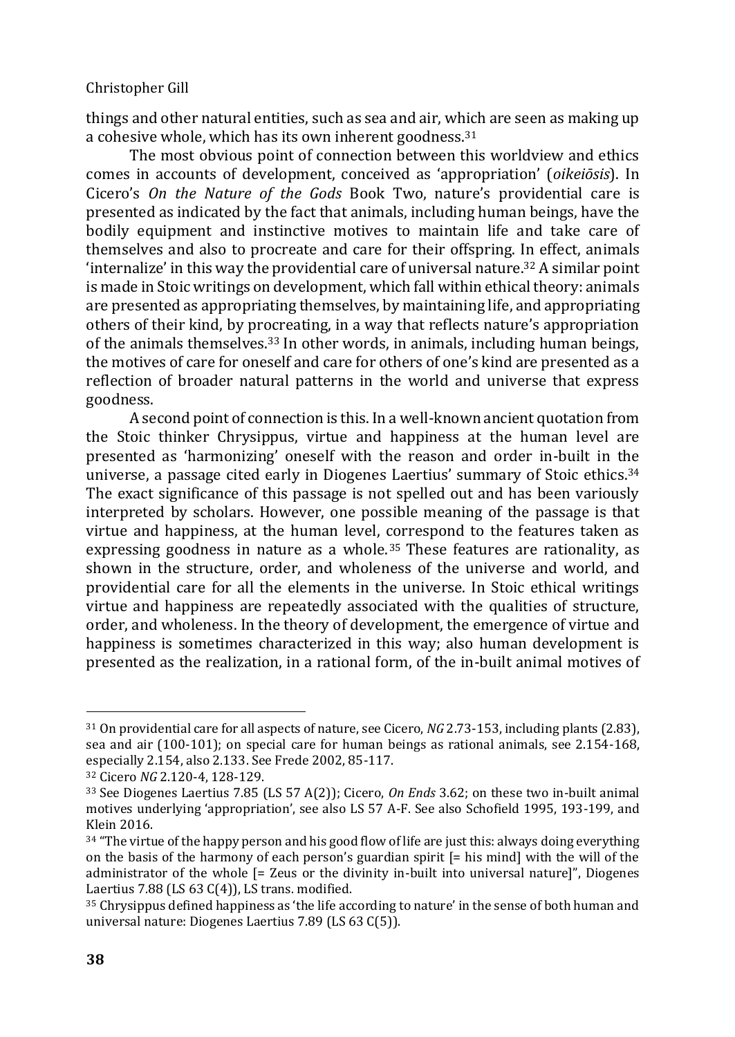things and other natural entities, such as sea and air, which are seen as making up a cohesive whole, which has its own inherent goodness.[31]

The most obvious point of connection between this worldview and ethics comes in accounts of development, conceived as 'appropriation' (*oikeiōsis*). In Cicero's *On the Nature of the Gods* Book Two, nature's providential care is presented as indicated by the fact that animals, including human beings, have the bodily equipment and instinctive motives to maintain life and take care of themselves and also to procreate and care for their offspring. In effect, animals 'internalize' in this way the providential care of universal nature.[32] A similar point is made in Stoic writings on development, which fall within ethical theory: animals are presented as appropriating themselves, by maintaining life, and appropriating others of their kind, by procreating, in a way that reflects nature's appropriation of the animals themselves.[33] In other words, in animals, including human beings, the motives of care for oneself and care for others of one's kind are presented as a reflection of broader natural patterns in the world and universe that express goodness.

A second point of connection is this. In a well-known ancient quotation from the Stoic thinker Chrysippus, virtue and happiness at the human level are presented as 'harmonizing' oneself with the reason and order in-built in the universe, a passage cited early in Diogenes Laertius' summary of Stoic ethics.[34] The exact significance of this passage is not spelled out and has been variously interpreted by scholars. However, one possible meaning of the passage is that virtue and happiness, at the human level, correspond to the features taken as expressing goodness in nature as a whole.[35] These features are rationality, as shown in the structure, order, and wholeness of the universe and world, and providential care for all the elements in the universe. In Stoic ethical writings virtue and happiness are repeatedly associated with the qualities of structure, order, and wholeness. In the theory of development, the emergence of virtue and happiness is sometimes characterized in this way; also human development is presented as the realization, in a rational form, of the in-built animal motives of

---

[31] On providential care for all aspects of nature, see Cicero, *NG* 2.73-153, including plants (2.83), sea and air (100-101); on special care for human beings as rational animals, see 2.154-168, especially 2.154, also 2.133. See Frede 2002, 85-117.

[32] Cicero *NG* 2.120-4, 128-129.

[33] See Diogenes Laertius 7.85 (LS 57 A(2)); Cicero, *On Ends* 3.62; on these two in-built animal motives underlying 'appropriation', see also LS 57 A-F. See also Schofield 1995, 193-199, and Klein 2016.

[34] "The virtue of the happy person and his good flow of life are just this: always doing everything on the basis of the harmony of each person's guardian spirit [= his mind] with the will of the administrator of the whole [= Zeus or the divinity in-built into universal nature]", Diogenes Laertius 7.88 (LS 63 C(4)), LS trans. modified.

[35] Chrysippus defined happiness as 'the life according to nature' in the sense of both human and universal nature: Diogenes Laertius 7.89 (LS 63 C(5)).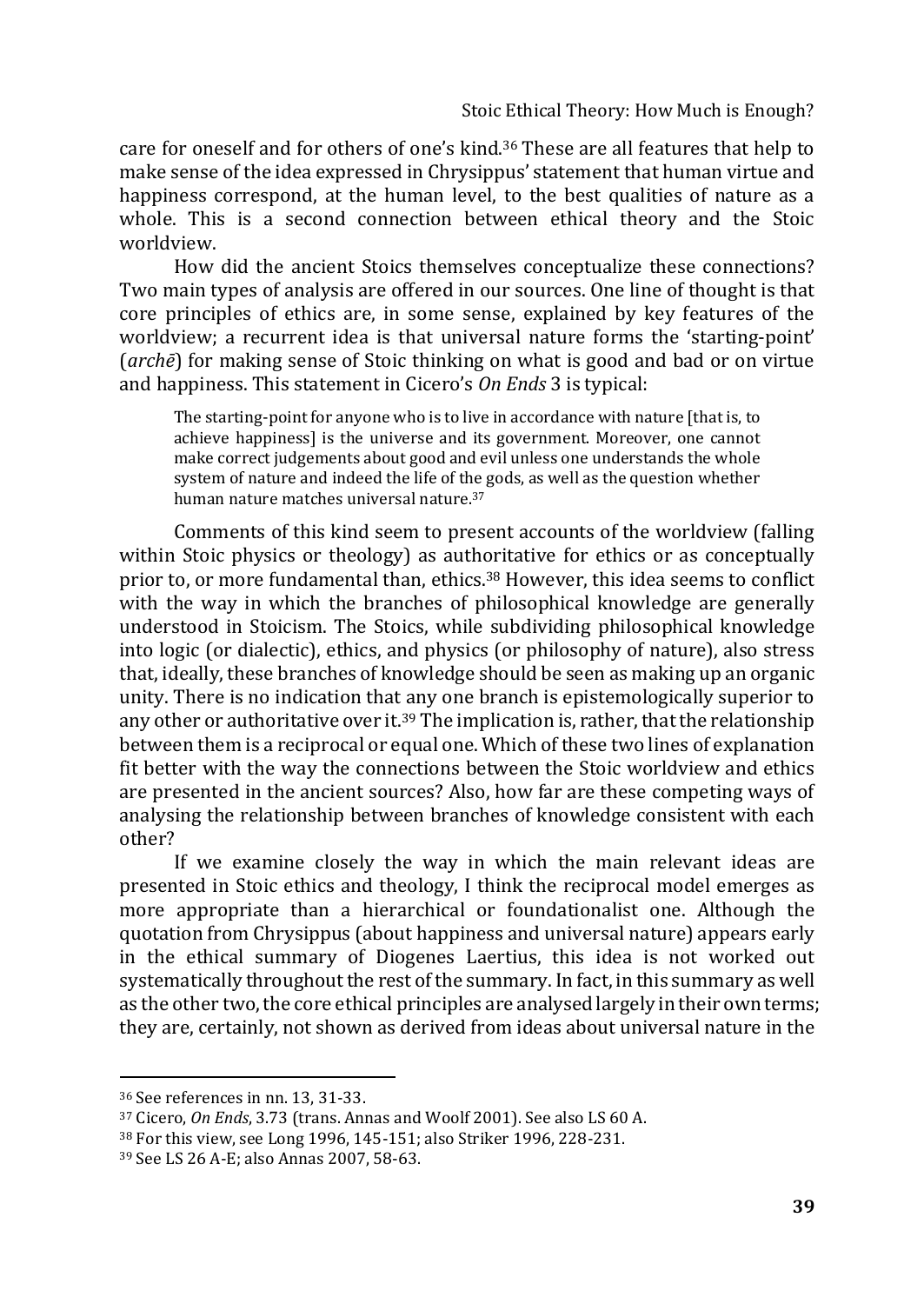care for oneself and for others of one's kind.[36] These are all features that help to make sense of the idea expressed in Chrysippus' statement that human virtue and happiness correspond, at the human level, to the best qualities of nature as a whole. This is a second connection between ethical theory and the Stoic worldview.

How did the ancient Stoics themselves conceptualize these connections? Two main types of analysis are offered in our sources. One line of thought is that core principles of ethics are, in some sense, explained by key features of the worldview; a recurrent idea is that universal nature forms the 'starting-point' (*archē*) for making sense of Stoic thinking on what is good and bad or on virtue and happiness. This statement in Cicero's *On Ends* 3 is typical:

> The starting-point for anyone who is to live in accordance with nature [that is, to achieve happiness] is the universe and its government. Moreover, one cannot make correct judgements about good and evil unless one understands the whole system of nature and indeed the life of the gods, as well as the question whether human nature matches universal nature.[37]

Comments of this kind seem to present accounts of the worldview (falling within Stoic physics or theology) as authoritative for ethics or as conceptually prior to, or more fundamental than, ethics.[38] However, this idea seems to conflict with the way in which the branches of philosophical knowledge are generally understood in Stoicism. The Stoics, while subdividing philosophical knowledge into logic (or dialectic), ethics, and physics (or philosophy of nature), also stress that, ideally, these branches of knowledge should be seen as making up an organic unity. There is no indication that any one branch is epistemologically superior to any other or authoritative over it.[39] The implication is, rather, that the relationship between them is a reciprocal or equal one. Which of these two lines of explanation fit better with the way the connections between the Stoic worldview and ethics are presented in the ancient sources? Also, how far are these competing ways of analysing the relationship between branches of knowledge consistent with each other?

If we examine closely the way in which the main relevant ideas are presented in Stoic ethics and theology, I think the reciprocal model emerges as more appropriate than a hierarchical or foundationalist one. Although the quotation from Chrysippus (about happiness and universal nature) appears early in the ethical summary of Diogenes Laertius, this idea is not worked out systematically throughout the rest of the summary. In fact, in this summary as well as the other two, the core ethical principles are analysed largely in their own terms; they are, certainly, not shown as derived from ideas about universal nature in the

---

[36] See references in nn. 13, 31-33.

[37] Cicero, *On Ends*, 3.73 (trans. Annas and Woolf 2001). See also LS 60 A.

[38] For this view, see Long 1996, 145-151; also Striker 1996, 228-231.

[39] See LS 26 A-E; also Annas 2007, 58-63.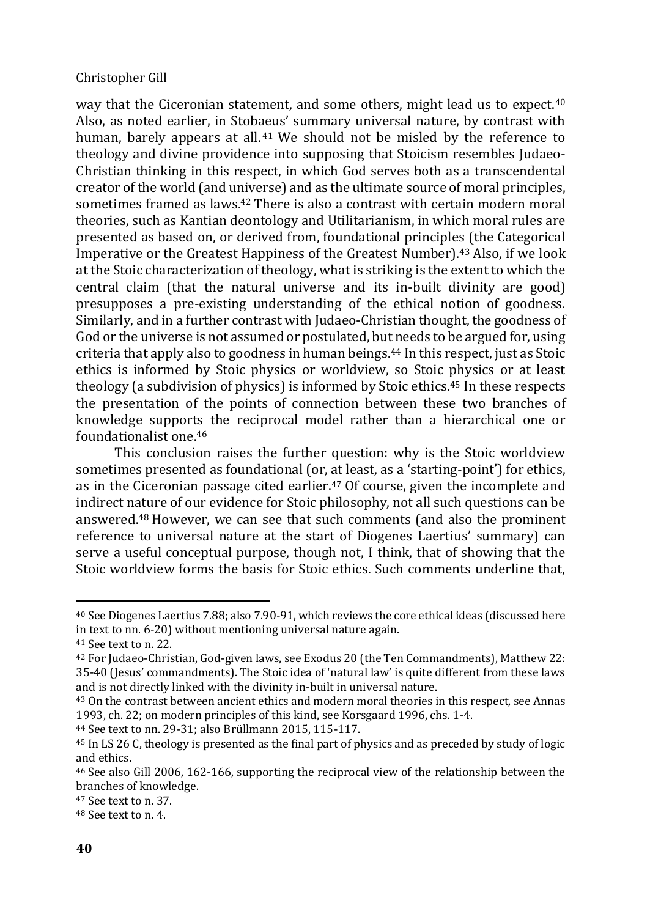way that the Ciceronian statement, and some others, might lead us to expect.[40] Also, as noted earlier, in Stobaeus' summary universal nature, by contrast with human, barely appears at all.[41] We should not be misled by the reference to theology and divine providence into supposing that Stoicism resembles Judaeo-Christian thinking in this respect, in which God serves both as a transcendental creator of the world (and universe) and as the ultimate source of moral principles, sometimes framed as laws.[42] There is also a contrast with certain modern moral theories, such as Kantian deontology and Utilitarianism, in which moral rules are presented as based on, or derived from, foundational principles (the Categorical Imperative or the Greatest Happiness of the Greatest Number).[43] Also, if we look at the Stoic characterization of theology, what is striking is the extent to which the central claim (that the natural universe and its in-built divinity are good) presupposes a pre-existing understanding of the ethical notion of goodness. Similarly, and in a further contrast with Judaeo-Christian thought, the goodness of God or the universe is not assumed or postulated, but needs to be argued for, using criteria that apply also to goodness in human beings.[44] In this respect, just as Stoic ethics is informed by Stoic physics or worldview, so Stoic physics or at least theology (a subdivision of physics) is informed by Stoic ethics.[45] In these respects the presentation of the points of connection between these two branches of knowledge supports the reciprocal model rather than a hierarchical one or foundationalist one.[46]

This conclusion raises the further question: why is the Stoic worldview sometimes presented as foundational (or, at least, as a 'starting-point') for ethics, as in the Ciceronian passage cited earlier.[47] Of course, given the incomplete and indirect nature of our evidence for Stoic philosophy, not all such questions can be answered.[48] However, we can see that such comments (and also the prominent reference to universal nature at the start of Diogenes Laertius' summary) can serve a useful conceptual purpose, though not, I think, that of showing that the Stoic worldview forms the basis for Stoic ethics. Such comments underline that,

---

[40] See Diogenes Laertius 7.88; also 7.90-91, which reviews the core ethical ideas (discussed here in text to nn. 6-20) without mentioning universal nature again.

[41] See text to n. 22.

[42] For Judaeo-Christian, God-given laws, see Exodus 20 (the Ten Commandments), Matthew 22: 35-40 (Jesus' commandments). The Stoic idea of 'natural law' is quite different from these laws and is not directly linked with the divinity in-built in universal nature.

[43] On the contrast between ancient ethics and modern moral theories in this respect, see Annas 1993, ch. 22; on modern principles of this kind, see Korsgaard 1996, chs. 1-4.

[44] See text to nn. 29-31; also Brüllmann 2015, 115-117.

[45] In LS 26 C, theology is presented as the final part of physics and as preceded by study of logic and ethics.

[46] See also Gill 2006, 162-166, supporting the reciprocal view of the relationship between the branches of knowledge.

[47] See text to n. 37.

[48] See text to n. 4.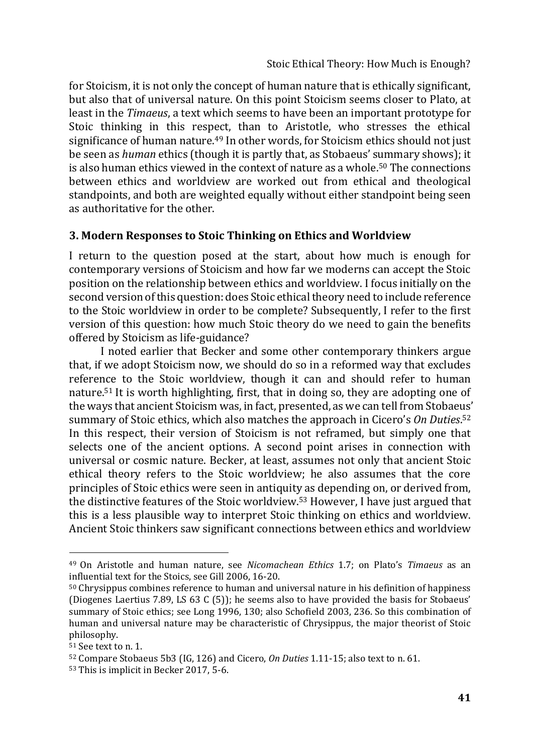for Stoicism, it is not only the concept of human nature that is ethically significant, but also that of universal nature. On this point Stoicism seems closer to Plato, at least in the *Timaeus*, a text which seems to have been an important prototype for Stoic thinking in this respect, than to Aristotle, who stresses the ethical significance of human nature.[49] In other words, for Stoicism ethics should not just be seen as *human* ethics (though it is partly that, as Stobaeus' summary shows); it is also human ethics viewed in the context of nature as a whole.[50] The connections between ethics and worldview are worked out from ethical and theological standpoints, and both are weighted equally without either standpoint being seen as authoritative for the other.

## 3. Modern Responses to Stoic Thinking on Ethics and Worldview

I return to the question posed at the start, about how much is enough for contemporary versions of Stoicism and how far we moderns can accept the Stoic position on the relationship between ethics and worldview. I focus initially on the second version of this question: does Stoic ethical theory need to include reference to the Stoic worldview in order to be complete? Subsequently, I refer to the first version of this question: how much Stoic theory do we need to gain the benefits offered by Stoicism as life-guidance?

I noted earlier that Becker and some other contemporary thinkers argue that, if we adopt Stoicism now, we should do so in a reformed way that excludes reference to the Stoic worldview, though it can and should refer to human nature.[51] It is worth highlighting, first, that in doing so, they are adopting one of the ways that ancient Stoicism was, in fact, presented, as we can tell from Stobaeus' summary of Stoic ethics, which also matches the approach in Cicero's *On Duties*.[52] In this respect, their version of Stoicism is not reframed, but simply one that selects one of the ancient options. A second point arises in connection with universal or cosmic nature. Becker, at least, assumes not only that ancient Stoic ethical theory refers to the Stoic worldview; he also assumes that the core principles of Stoic ethics were seen in antiquity as depending on, or derived from, the distinctive features of the Stoic worldview.[53] However, I have just argued that this is a less plausible way to interpret Stoic thinking on ethics and worldview. Ancient Stoic thinkers saw significant connections between ethics and worldview

---

[49] On Aristotle and human nature, see *Nicomachean Ethics* 1.7; on Plato's *Timaeus* as an influential text for the Stoics, see Gill 2006, 16-20.

[50] Chrysippus combines reference to human and universal nature in his definition of happiness (Diogenes Laertius 7.89, LS 63 C (5)); he seems also to have provided the basis for Stobaeus' summary of Stoic ethics; see Long 1996, 130; also Schofield 2003, 236. So this combination of human and universal nature may be characteristic of Chrysippus, the major theorist of Stoic philosophy.

[51] See text to n. 1.

[52] Compare Stobaeus 5b3 (IG, 126) and Cicero, *On Duties* 1.11-15; also text to n. 61.

[53] This is implicit in Becker 2017, 5-6.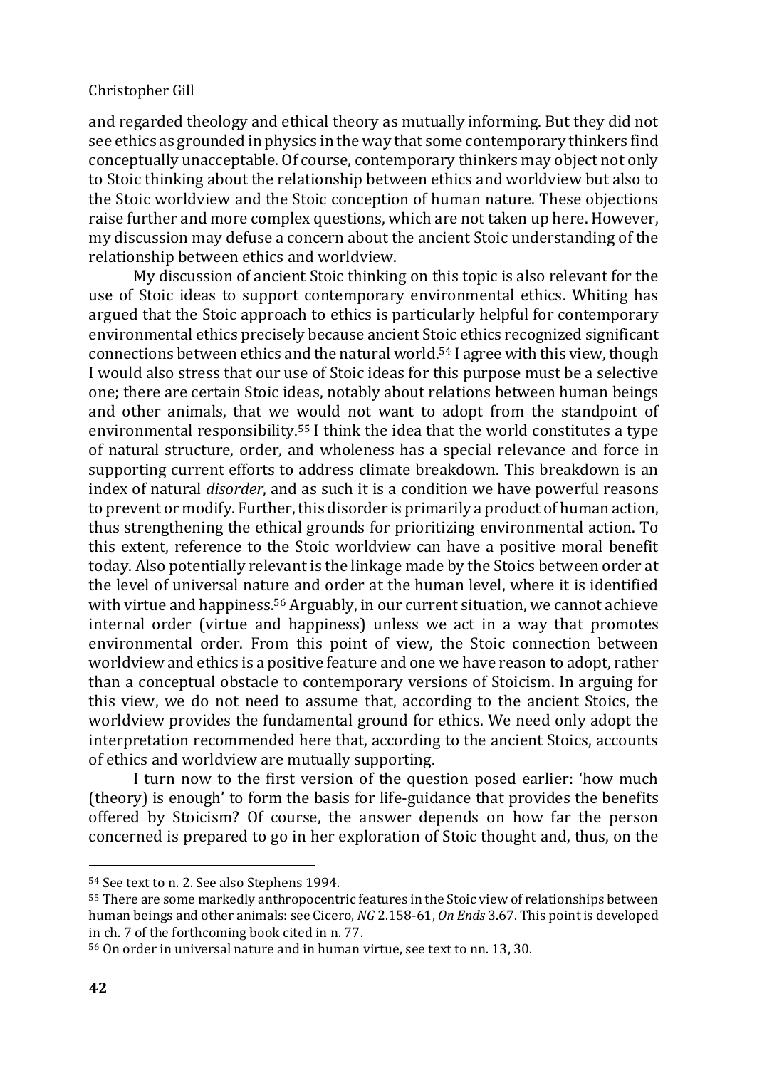and regarded theology and ethical theory as mutually informing. But they did not see ethics as grounded in physics in the way that some contemporary thinkers find conceptually unacceptable. Of course, contemporary thinkers may object not only to Stoic thinking about the relationship between ethics and worldview but also to the Stoic worldview and the Stoic conception of human nature. These objections raise further and more complex questions, which are not taken up here. However, my discussion may defuse a concern about the ancient Stoic understanding of the relationship between ethics and worldview.

My discussion of ancient Stoic thinking on this topic is also relevant for the use of Stoic ideas to support contemporary environmental ethics. Whiting has argued that the Stoic approach to ethics is particularly helpful for contemporary environmental ethics precisely because ancient Stoic ethics recognized significant connections between ethics and the natural world.[54] I agree with this view, though I would also stress that our use of Stoic ideas for this purpose must be a selective one; there are certain Stoic ideas, notably about relations between human beings and other animals, that we would not want to adopt from the standpoint of environmental responsibility.[55] I think the idea that the world constitutes a type of natural structure, order, and wholeness has a special relevance and force in supporting current efforts to address climate breakdown. This breakdown is an index of natural *disorder*, and as such it is a condition we have powerful reasons to prevent or modify. Further, this disorder is primarily a product of human action, thus strengthening the ethical grounds for prioritizing environmental action. To this extent, reference to the Stoic worldview can have a positive moral benefit today. Also potentially relevant is the linkage made by the Stoics between order at the level of universal nature and order at the human level, where it is identified with virtue and happiness.[56] Arguably, in our current situation, we cannot achieve internal order (virtue and happiness) unless we act in a way that promotes environmental order. From this point of view, the Stoic connection between worldview and ethics is a positive feature and one we have reason to adopt, rather than a conceptual obstacle to contemporary versions of Stoicism. In arguing for this view, we do not need to assume that, according to the ancient Stoics, the worldview provides the fundamental ground for ethics. We need only adopt the interpretation recommended here that, according to the ancient Stoics, accounts of ethics and worldview are mutually supporting.

I turn now to the first version of the question posed earlier: 'how much (theory) is enough' to form the basis for life-guidance that provides the benefits offered by Stoicism? Of course, the answer depends on how far the person concerned is prepared to go in her exploration of Stoic thought and, thus, on the

---

[54] See text to n. 2. See also Stephens 1994.

[55] There are some markedly anthropocentric features in the Stoic view of relationships between human beings and other animals: see Cicero, *NG* 2.158-61, *On Ends* 3.67. This point is developed in ch. 7 of the forthcoming book cited in n. 77.

[56] On order in universal nature and in human virtue, see text to nn. 13, 30.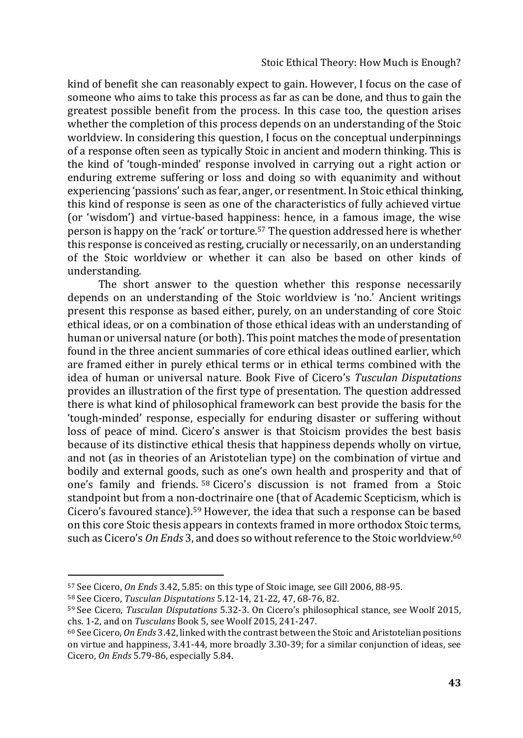kind of benefit she can reasonably expect to gain. However, I focus on the case of someone who aims to take this process as far as can be done, and thus to gain the greatest possible benefit from the process. In this case too, the question arises whether the completion of this process depends on an understanding of the Stoic worldview. In considering this question, I focus on the conceptual underpinnings of a response often seen as typically Stoic in ancient and modern thinking. This is the kind of 'tough-minded' response involved in carrying out a right action or enduring extreme suffering or loss and doing so with equanimity and without experiencing 'passions' such as fear, anger, or resentment. In Stoic ethical thinking, this kind of response is seen as one of the characteristics of fully achieved virtue (or 'wisdom') and virtue-based happiness: hence, in a famous image, the wise person is happy on the 'rack' or torture.[57] The question addressed here is whether this response is conceived as resting, crucially or necessarily, on an understanding of the Stoic worldview or whether it can also be based on other kinds of understanding.

The short answer to the question whether this response necessarily depends on an understanding of the Stoic worldview is 'no.' Ancient writings present this response as based either, purely, on an understanding of core Stoic ethical ideas, or on a combination of those ethical ideas with an understanding of human or universal nature (or both). This point matches the mode of presentation found in the three ancient summaries of core ethical ideas outlined earlier, which are framed either in purely ethical terms or in ethical terms combined with the idea of human or universal nature. Book Five of Cicero's *Tusculan Disputations* provides an illustration of the first type of presentation. The question addressed there is what kind of philosophical framework can best provide the basis for the 'tough-minded' response, especially for enduring disaster or suffering without loss of peace of mind. Cicero's answer is that Stoicism provides the best basis because of its distinctive ethical thesis that happiness depends wholly on virtue, and not (as in theories of an Aristotelian type) on the combination of virtue and bodily and external goods, such as one's own health and prosperity and that of one's family and friends.[58] Cicero's discussion is not framed from a Stoic standpoint but from a non-doctrinaire one (that of Academic Scepticism, which is Cicero's favoured stance).[59] However, the idea that such a response can be based on this core Stoic thesis appears in contexts framed in more orthodox Stoic terms, such as Cicero's *On Ends* 3, and does so without reference to the Stoic worldview.[60]

---

[57] See Cicero, *On Ends* 3.42, 5.85: on this type of Stoic image, see Gill 2006, 88-95.

[58] See Cicero, *Tusculan Disputations* 5.12-14, 21-22, 47, 68-76, 82.

[59] See Cicero, *Tusculan Disputations* 5.32-3. On Cicero's philosophical stance, see Woolf 2015, chs. 1-2, and on *Tusculans* Book 5, see Woolf 2015, 241-247.

[60] See Cicero, *On Ends* 3.42, linked with the contrast between the Stoic and Aristotelian positions on virtue and happiness, 3.41-44, more broadly 3.30-39; for a similar conjunction of ideas, see Cicero, *On Ends* 5.79-86, especially 5.84.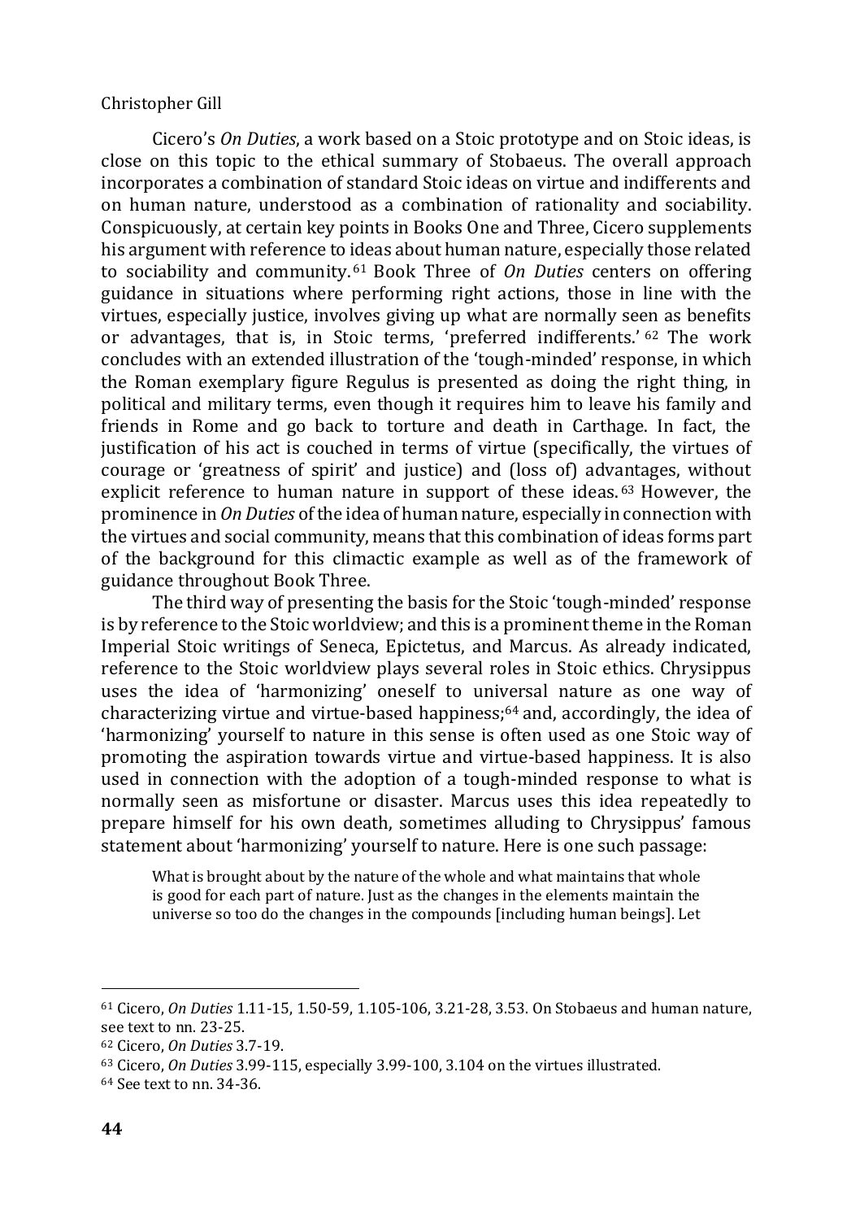Cicero's *On Duties*, a work based on a Stoic prototype and on Stoic ideas, is close on this topic to the ethical summary of Stobaeus. The overall approach incorporates a combination of standard Stoic ideas on virtue and indifferents and on human nature, understood as a combination of rationality and sociability. Conspicuously, at certain key points in Books One and Three, Cicero supplements his argument with reference to ideas about human nature, especially those related to sociability and community.[61] Book Three of *On Duties* centers on offering guidance in situations where performing right actions, those in line with the virtues, especially justice, involves giving up what are normally seen as benefits or advantages, that is, in Stoic terms, 'preferred indifferents.'[62] The work concludes with an extended illustration of the 'tough-minded' response, in which the Roman exemplary figure Regulus is presented as doing the right thing, in political and military terms, even though it requires him to leave his family and friends in Rome and go back to torture and death in Carthage. In fact, the justification of his act is couched in terms of virtue (specifically, the virtues of courage or 'greatness of spirit' and justice) and (loss of) advantages, without explicit reference to human nature in support of these ideas.[63] However, the prominence in *On Duties* of the idea of human nature, especially in connection with the virtues and social community, means that this combination of ideas forms part of the background for this climactic example as well as of the framework of guidance throughout Book Three.

The third way of presenting the basis for the Stoic 'tough-minded' response is by reference to the Stoic worldview; and this is a prominent theme in the Roman Imperial Stoic writings of Seneca, Epictetus, and Marcus. As already indicated, reference to the Stoic worldview plays several roles in Stoic ethics. Chrysippus uses the idea of 'harmonizing' oneself to universal nature as one way of characterizing virtue and virtue-based happiness;[64] and, accordingly, the idea of 'harmonizing' yourself to nature in this sense is often used as one Stoic way of promoting the aspiration towards virtue and virtue-based happiness. It is also used in connection with the adoption of a tough-minded response to what is normally seen as misfortune or disaster. Marcus uses this idea repeatedly to prepare himself for his own death, sometimes alluding to Chrysippus' famous statement about 'harmonizing' yourself to nature. Here is one such passage:

> What is brought about by the nature of the whole and what maintains that whole is good for each part of nature. Just as the changes in the elements maintain the universe so too do the changes in the compounds [including human beings]. Let

---

[61] Cicero, *On Duties* 1.11-15, 1.50-59, 1.105-106, 3.21-28, 3.53. On Stobaeus and human nature, see text to nn. 23-25.

[62] Cicero, *On Duties* 3.7-19.

[63] Cicero, *On Duties* 3.99-115, especially 3.99-100, 3.104 on the virtues illustrated.

[64] See text to nn. 34-36.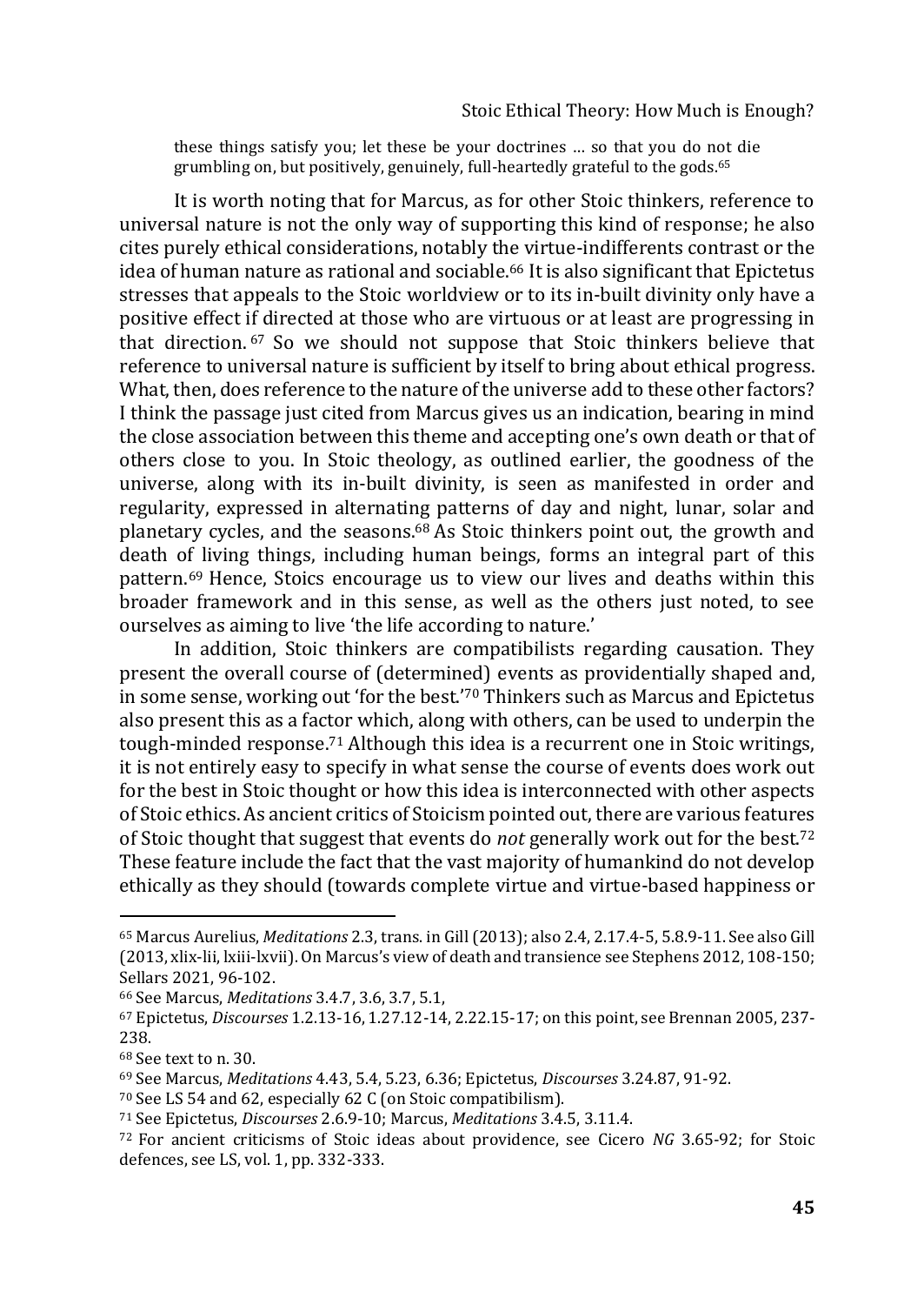these things satisfy you; let these be your doctrines … so that you do not die grumbling on, but positively, genuinely, full-heartedly grateful to the gods.[65]

It is worth noting that for Marcus, as for other Stoic thinkers, reference to universal nature is not the only way of supporting this kind of response; he also cites purely ethical considerations, notably the virtue-indifferents contrast or the idea of human nature as rational and sociable.[66] It is also significant that Epictetus stresses that appeals to the Stoic worldview or to its in-built divinity only have a positive effect if directed at those who are virtuous or at least are progressing in that direction.[67] So we should not suppose that Stoic thinkers believe that reference to universal nature is sufficient by itself to bring about ethical progress. What, then, does reference to the nature of the universe add to these other factors? I think the passage just cited from Marcus gives us an indication, bearing in mind the close association between this theme and accepting one's own death or that of others close to you. In Stoic theology, as outlined earlier, the goodness of the universe, along with its in-built divinity, is seen as manifested in order and regularity, expressed in alternating patterns of day and night, lunar, solar and planetary cycles, and the seasons.[68] As Stoic thinkers point out, the growth and death of living things, including human beings, forms an integral part of this pattern.[69] Hence, Stoics encourage us to view our lives and deaths within this broader framework and in this sense, as well as the others just noted, to see ourselves as aiming to live 'the life according to nature.'

In addition, Stoic thinkers are compatibilists regarding causation. They present the overall course of (determined) events as providentially shaped and, in some sense, working out 'for the best.'[70] Thinkers such as Marcus and Epictetus also present this as a factor which, along with others, can be used to underpin the tough-minded response.[71] Although this idea is a recurrent one in Stoic writings, it is not entirely easy to specify in what sense the course of events does work out for the best in Stoic thought or how this idea is interconnected with other aspects of Stoic ethics. As ancient critics of Stoicism pointed out, there are various features of Stoic thought that suggest that events do *not* generally work out for the best.[72] These feature include the fact that the vast majority of humankind do not develop ethically as they should (towards complete virtue and virtue-based happiness or

---

[65] Marcus Aurelius, *Meditations* 2.3, trans. in Gill (2013); also 2.4, 2.17.4-5, 5.8.9-11. See also Gill (2013, xlix-lii, lxiii-lxvii). On Marcus's view of death and transience see Stephens 2012, 108-150; Sellars 2021, 96-102.

[66] See Marcus, *Meditations* 3.4.7, 3.6, 3.7, 5.1,

[67] Epictetus, *Discourses* 1.2.13-16, 1.27.12-14, 2.22.15-17; on this point, see Brennan 2005, 237-238.

[68] See text to n. 30.

[69] See Marcus, *Meditations* 4.43, 5.4, 5.23, 6.36; Epictetus, *Discourses* 3.24.87, 91-92.

[70] See LS 54 and 62, especially 62 C (on Stoic compatibilism).

[71] See Epictetus, *Discourses* 2.6.9-10; Marcus, *Meditations* 3.4.5, 3.11.4.

[72] For ancient criticisms of Stoic ideas about providence, see Cicero *NG* 3.65-92; for Stoic defences, see LS, vol. 1, pp. 332-333.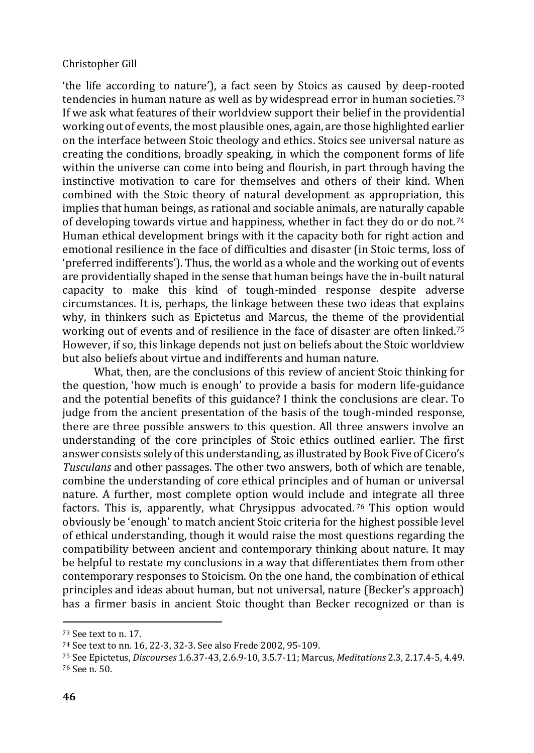'the life according to nature'), a fact seen by Stoics as caused by deep-rooted tendencies in human nature as well as by widespread error in human societies.[73] If we ask what features of their worldview support their belief in the providential working out of events, the most plausible ones, again, are those highlighted earlier on the interface between Stoic theology and ethics. Stoics see universal nature as creating the conditions, broadly speaking, in which the component forms of life within the universe can come into being and flourish, in part through having the instinctive motivation to care for themselves and others of their kind. When combined with the Stoic theory of natural development as appropriation, this implies that human beings, as rational and sociable animals, are naturally capable of developing towards virtue and happiness, whether in fact they do or do not.[74] Human ethical development brings with it the capacity both for right action and emotional resilience in the face of difficulties and disaster (in Stoic terms, loss of 'preferred indifferents'). Thus, the world as a whole and the working out of events are providentially shaped in the sense that human beings have the in-built natural capacity to make this kind of tough-minded response despite adverse circumstances. It is, perhaps, the linkage between these two ideas that explains why, in thinkers such as Epictetus and Marcus, the theme of the providential working out of events and of resilience in the face of disaster are often linked.[75] However, if so, this linkage depends not just on beliefs about the Stoic worldview but also beliefs about virtue and indifferents and human nature.

What, then, are the conclusions of this review of ancient Stoic thinking for the question, 'how much is enough' to provide a basis for modern life-guidance and the potential benefits of this guidance? I think the conclusions are clear. To judge from the ancient presentation of the basis of the tough-minded response, there are three possible answers to this question. All three answers involve an understanding of the core principles of Stoic ethics outlined earlier. The first answer consists solely of this understanding, as illustrated by Book Five of Cicero's *Tusculans* and other passages. The other two answers, both of which are tenable, combine the understanding of core ethical principles and of human or universal nature. A further, most complete option would include and integrate all three factors. This is, apparently, what Chrysippus advocated.[76] This option would obviously be 'enough' to match ancient Stoic criteria for the highest possible level of ethical understanding, though it would raise the most questions regarding the compatibility between ancient and contemporary thinking about nature. It may be helpful to restate my conclusions in a way that differentiates them from other contemporary responses to Stoicism. On the one hand, the combination of ethical principles and ideas about human, but not universal, nature (Becker's approach) has a firmer basis in ancient Stoic thought than Becker recognized or than is

---

[73] See text to n. 17.

[74] See text to nn. 16, 22-3, 32-3. See also Frede 2002, 95-109.

[75] See Epictetus, *Discourses* 1.6.37-43, 2.6.9-10, 3.5.7-11; Marcus, *Meditations* 2.3, 2.17.4-5, 4.49.

[76] See n. 50.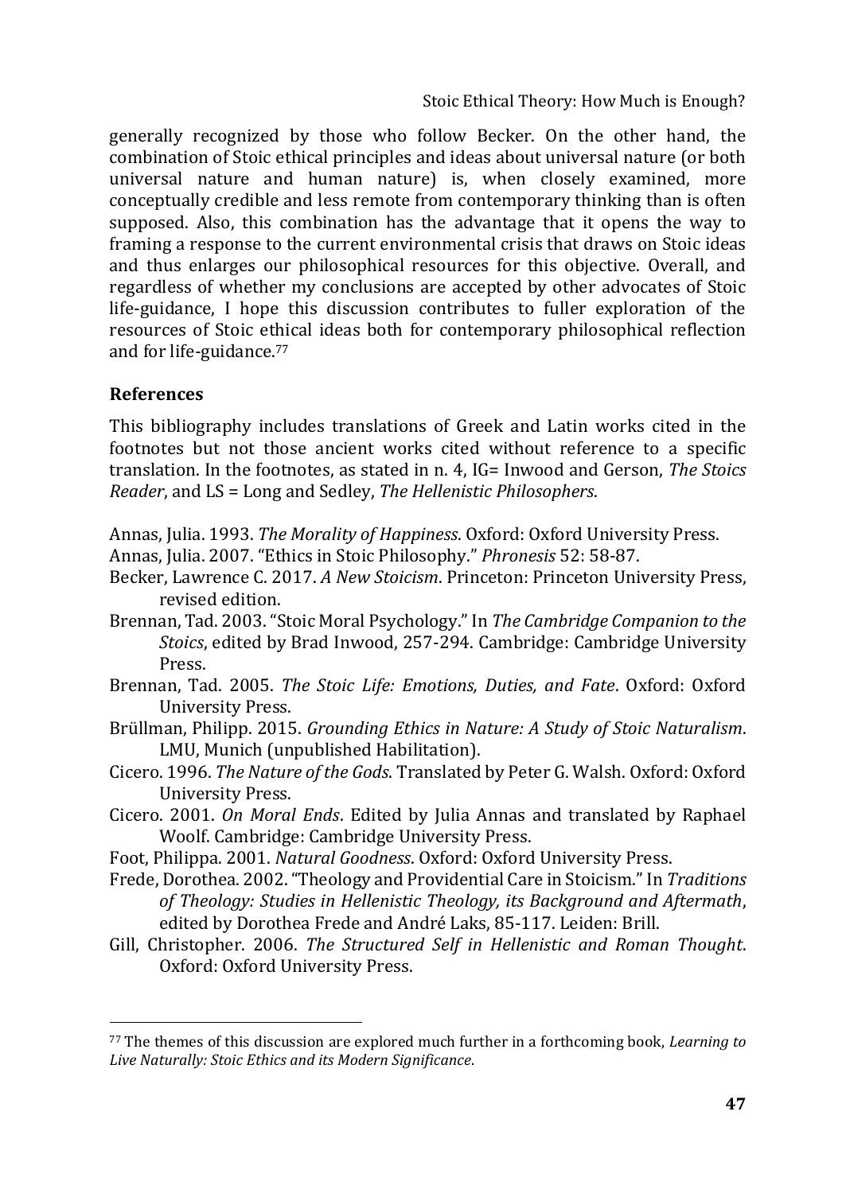generally recognized by those who follow Becker. On the other hand, the combination of Stoic ethical principles and ideas about universal nature (or both universal nature and human nature) is, when closely examined, more conceptually credible and less remote from contemporary thinking than is often supposed. Also, this combination has the advantage that it opens the way to framing a response to the current environmental crisis that draws on Stoic ideas and thus enlarges our philosophical resources for this objective. Overall, and regardless of whether my conclusions are accepted by other advocates of Stoic life-guidance, I hope this discussion contributes to fuller exploration of the resources of Stoic ethical ideas both for contemporary philosophical reflection and for life-guidance.[77]

## References

This bibliography includes translations of Greek and Latin works cited in the footnotes but not those ancient works cited without reference to a specific translation. In the footnotes, as stated in n. 4, IG= Inwood and Gerson, *The Stoics Reader*, and LS = Long and Sedley, *The Hellenistic Philosophers*.

Annas, Julia. 1993. *The Morality of Happiness*. Oxford: Oxford University Press.

Annas, Julia. 2007. "Ethics in Stoic Philosophy." *Phronesis* 52: 58-87.

Becker, Lawrence C. 2017. *A New Stoicism*. Princeton: Princeton University Press, revised edition.

Brennan, Tad. 2003. "Stoic Moral Psychology." In *The Cambridge Companion to the Stoics*, edited by Brad Inwood, 257-294. Cambridge: Cambridge University Press.

Brennan, Tad. 2005. *The Stoic Life: Emotions, Duties, and Fate*. Oxford: Oxford University Press.

Brüllman, Philipp. 2015. *Grounding Ethics in Nature: A Study of Stoic Naturalism*. LMU, Munich (unpublished Habilitation).

Cicero. 1996. *The Nature of the Gods*. Translated by Peter G. Walsh. Oxford: Oxford University Press.

Cicero. 2001. *On Moral Ends*. Edited by Julia Annas and translated by Raphael Woolf. Cambridge: Cambridge University Press.

Foot, Philippa. 2001. *Natural Goodness*. Oxford: Oxford University Press.

Frede, Dorothea. 2002. "Theology and Providential Care in Stoicism." In *Traditions of Theology: Studies in Hellenistic Theology, its Background and Aftermath*, edited by Dorothea Frede and André Laks, 85-117. Leiden: Brill.

Gill, Christopher. 2006. *The Structured Self in Hellenistic and Roman Thought*. Oxford: Oxford University Press.

---

[77] The themes of this discussion are explored much further in a forthcoming book, *Learning to Live Naturally: Stoic Ethics and its Modern Significance*.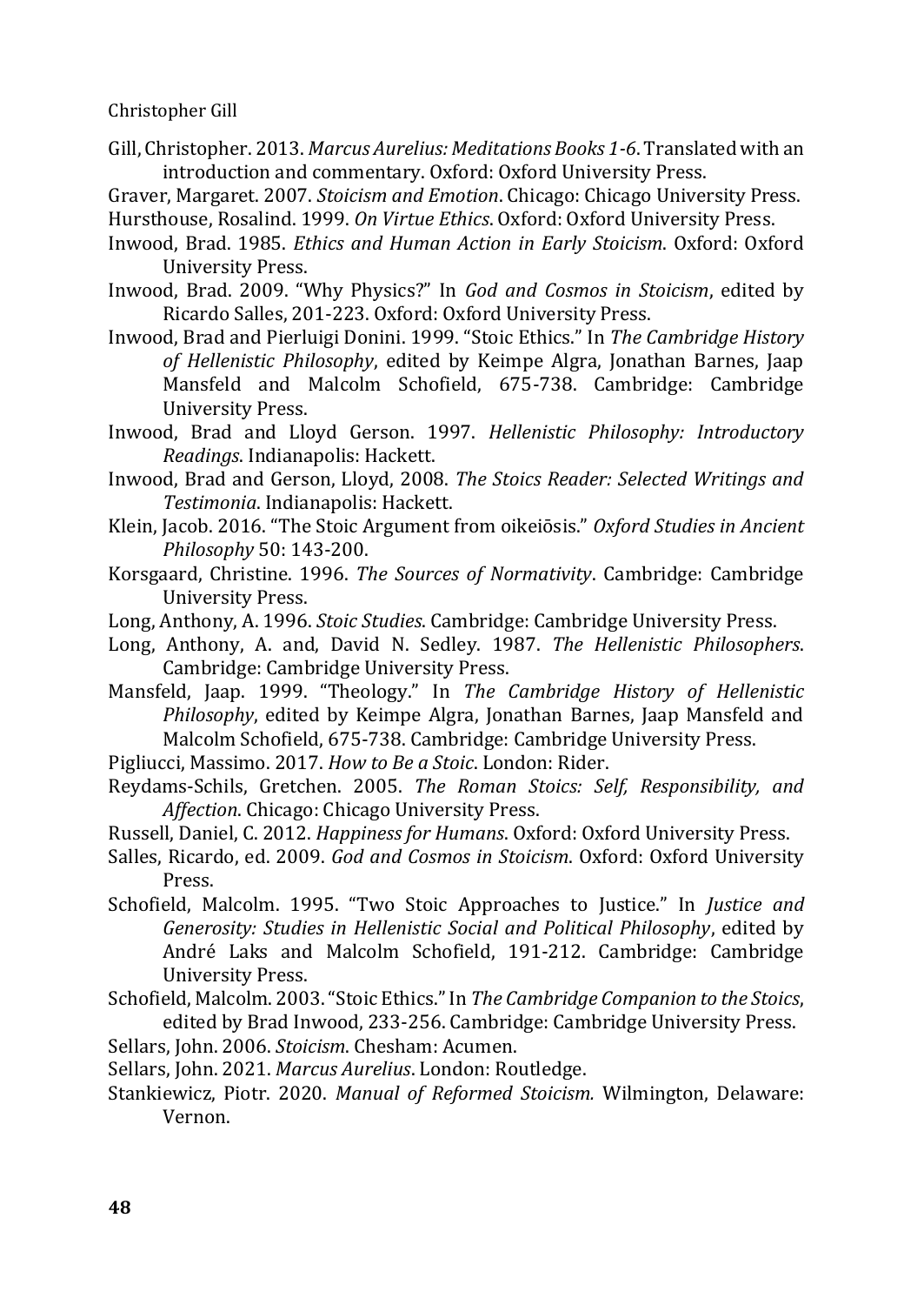Gill, Christopher. 2013. *Marcus Aurelius: Meditations Books 1-6*. Translated with an introduction and commentary. Oxford: Oxford University Press.

Graver, Margaret. 2007. *Stoicism and Emotion*. Chicago: Chicago University Press.

Hursthouse, Rosalind. 1999. *On Virtue Ethics*. Oxford: Oxford University Press.

Inwood, Brad. 1985. *Ethics and Human Action in Early Stoicism*. Oxford: Oxford University Press.

Inwood, Brad. 2009. "Why Physics?" In *God and Cosmos in Stoicism*, edited by Ricardo Salles, 201-223. Oxford: Oxford University Press.

Inwood, Brad and Pierluigi Donini. 1999. "Stoic Ethics." In *The Cambridge History of Hellenistic Philosophy*, edited by Keimpe Algra, Jonathan Barnes, Jaap Mansfeld and Malcolm Schofield, 675-738. Cambridge: Cambridge University Press.

Inwood, Brad and Lloyd Gerson. 1997. *Hellenistic Philosophy: Introductory Readings*. Indianapolis: Hackett.

Inwood, Brad and Gerson, Lloyd, 2008. *The Stoics Reader: Selected Writings and Testimonia*. Indianapolis: Hackett.

Klein, Jacob. 2016. "The Stoic Argument from oikeiōsis." *Oxford Studies in Ancient Philosophy* 50: 143-200.

Korsgaard, Christine. 1996. *The Sources of Normativity*. Cambridge: Cambridge University Press.

Long, Anthony, A. 1996. *Stoic Studies*. Cambridge: Cambridge University Press.

Long, Anthony, A. and, David N. Sedley. 1987. *The Hellenistic Philosophers*. Cambridge: Cambridge University Press.

Mansfeld, Jaap. 1999. "Theology." In *The Cambridge History of Hellenistic Philosophy*, edited by Keimpe Algra, Jonathan Barnes, Jaap Mansfeld and Malcolm Schofield, 675-738. Cambridge: Cambridge University Press.

Pigliucci, Massimo. 2017. *How to Be a Stoic*. London: Rider.

Reydams-Schils, Gretchen. 2005. *The Roman Stoics: Self, Responsibility, and Affection*. Chicago: Chicago University Press.

Russell, Daniel, C. 2012. *Happiness for Humans*. Oxford: Oxford University Press.

Salles, Ricardo, ed. 2009. *God and Cosmos in Stoicism*. Oxford: Oxford University Press.

Schofield, Malcolm. 1995. "Two Stoic Approaches to Justice." In *Justice and Generosity: Studies in Hellenistic Social and Political Philosophy*, edited by André Laks and Malcolm Schofield, 191-212. Cambridge: Cambridge University Press.

Schofield, Malcolm. 2003. "Stoic Ethics." In *The Cambridge Companion to the Stoics*, edited by Brad Inwood, 233-256. Cambridge: Cambridge University Press.

Sellars, John. 2006. *Stoicism*. Chesham: Acumen.

Sellars, John. 2021. *Marcus Aurelius*. London: Routledge.

Stankiewicz, Piotr. 2020. *Manual of Reformed Stoicism.* Wilmington, Delaware: Vernon.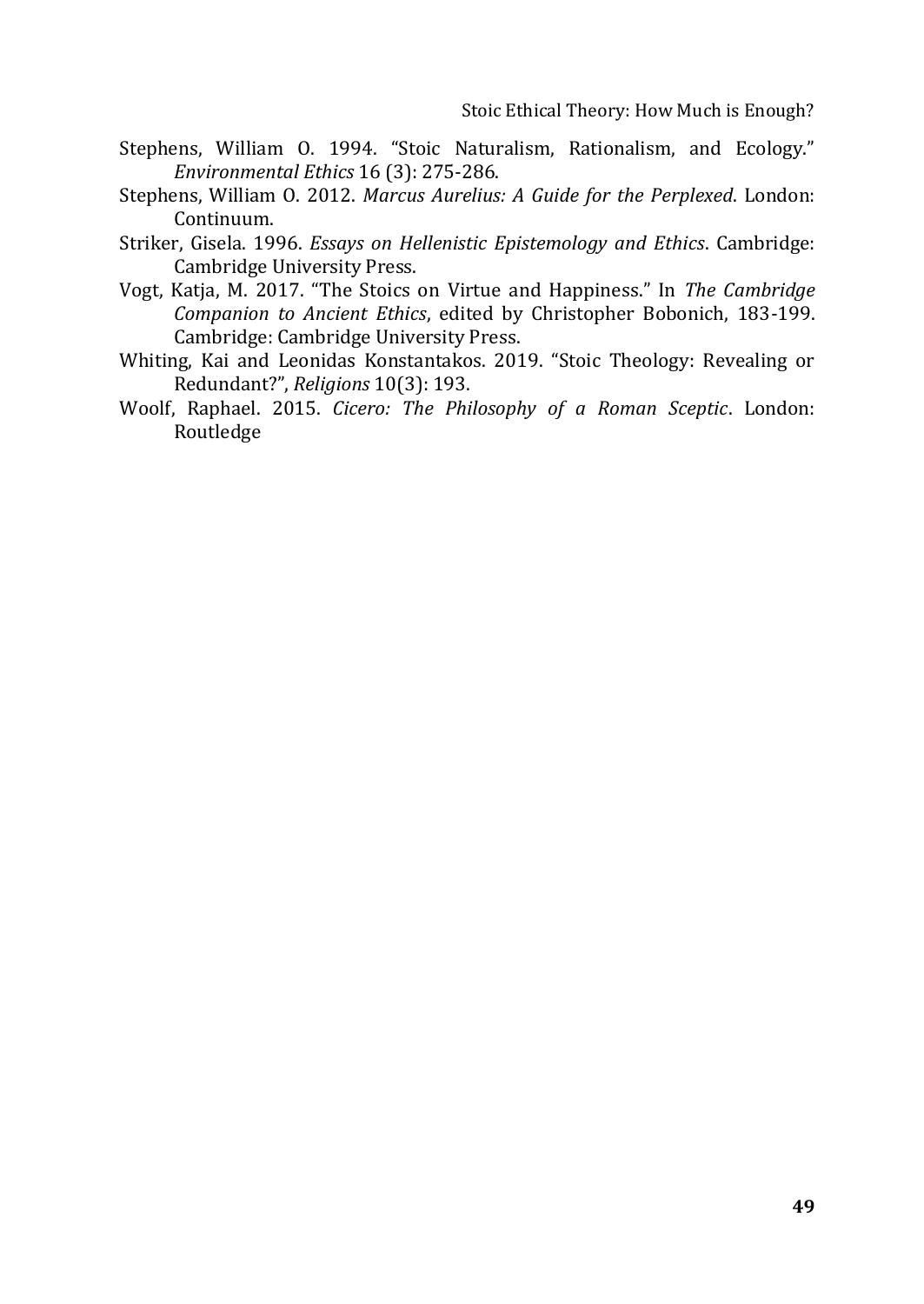Stephens, William O. 1994. “Stoic Naturalism, Rationalism, and Ecology.” *Environmental Ethics* 16 (3): 275-286.

Stephens, William O. 2012. *Marcus Aurelius: A Guide for the Perplexed*. London: Continuum.

Striker, Gisela. 1996. *Essays on Hellenistic Epistemology and Ethics*. Cambridge: Cambridge University Press.

Vogt, Katja, M. 2017. “The Stoics on Virtue and Happiness.” In *The Cambridge Companion to Ancient Ethics*, edited by Christopher Bobonich, 183-199. Cambridge: Cambridge University Press.

Whiting, Kai and Leonidas Konstantakos. 2019. “Stoic Theology: Revealing or Redundant?”, *Religions* 10(3): 193.

Woolf, Raphael. 2015. *Cicero: The Philosophy of a Roman Sceptic*. London: Routledge